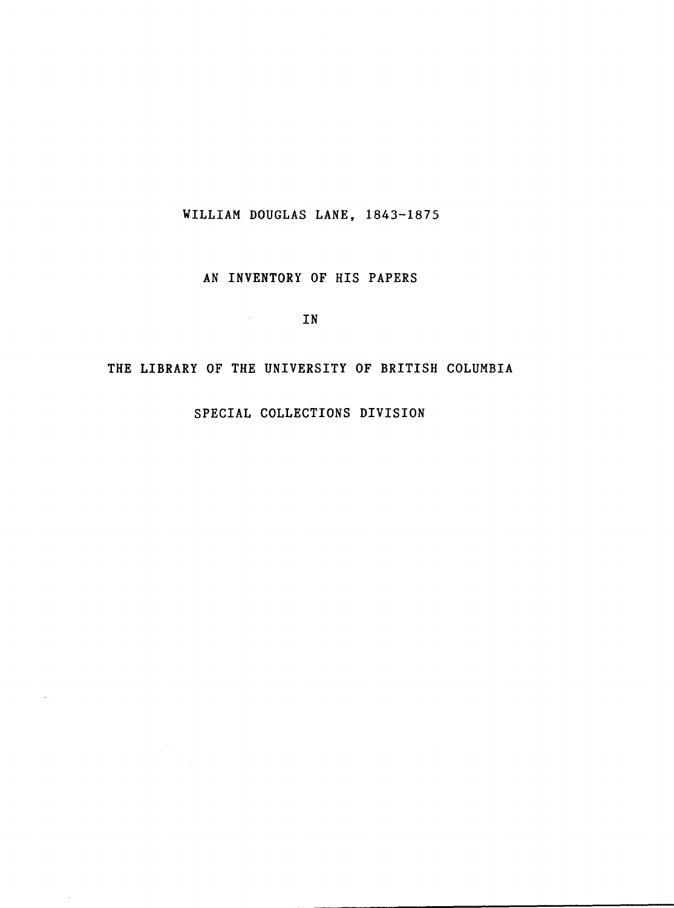# WILLIAM DOUGLAS LANE, 1843-1875

AN INVENTORY OF HIS PAPERS

IN

THE LIBRARY OF THE UNIVERSITY OF BRITISH COLUMBIA

SPECIAL COLLECTIONS DIVISION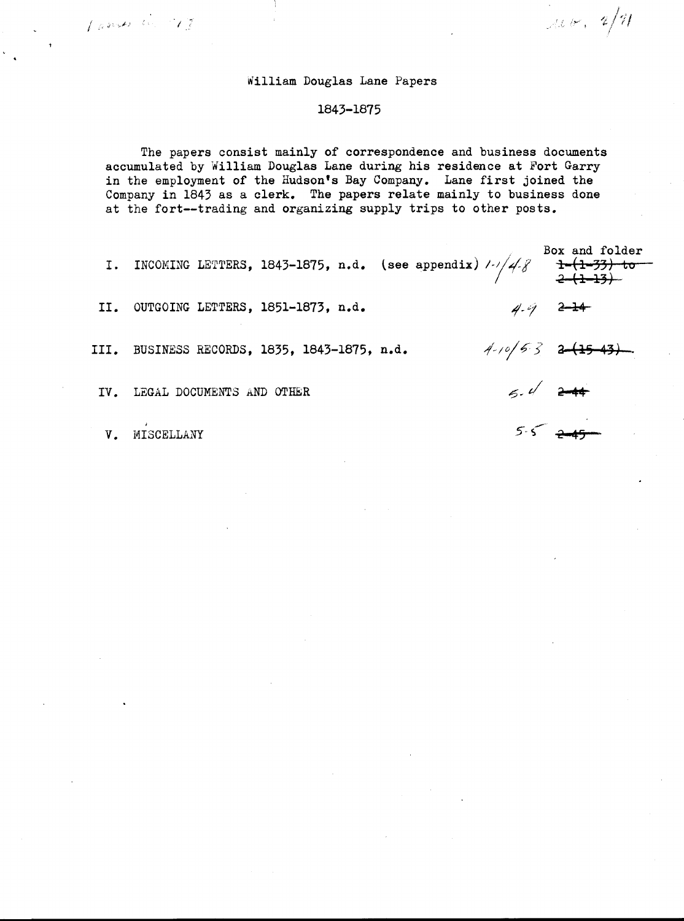# William Douglas Lane Papers

## 1843-1875

The papers consist mainly of correspondence and business documents accumulated by William Douglas Lane during his residence at Fort Garry in the employment of the Hudson's Bay Company. Lane first joined the Company in 1843 as a clerk. The papers relate mainly to business done at the fort--trading and organizing supply trips to other posts.

| Series | | Box and folder |
|---|---|---|
| I. INCOMING LETTERS, 1843-1875, n.d. (see appendix) | 1-1/4-8 | ~~1-(1-33) to 2-(1-13)~~ |
| II. OUTGOING LETTERS, 1851-1873, n.d. | 4-9 | ~~2-14~~ |
| III. BUSINESS RECORDS, 1835, 1843-1875, n.d. | 4-10/53 | ~~2-(15-43)~~ |
| IV. LEGAL DOCUMENTS AND OTHER | 5-4 | ~~2-44~~ |
| V. MISCELLANY | 5-5 | ~~2-45~~ |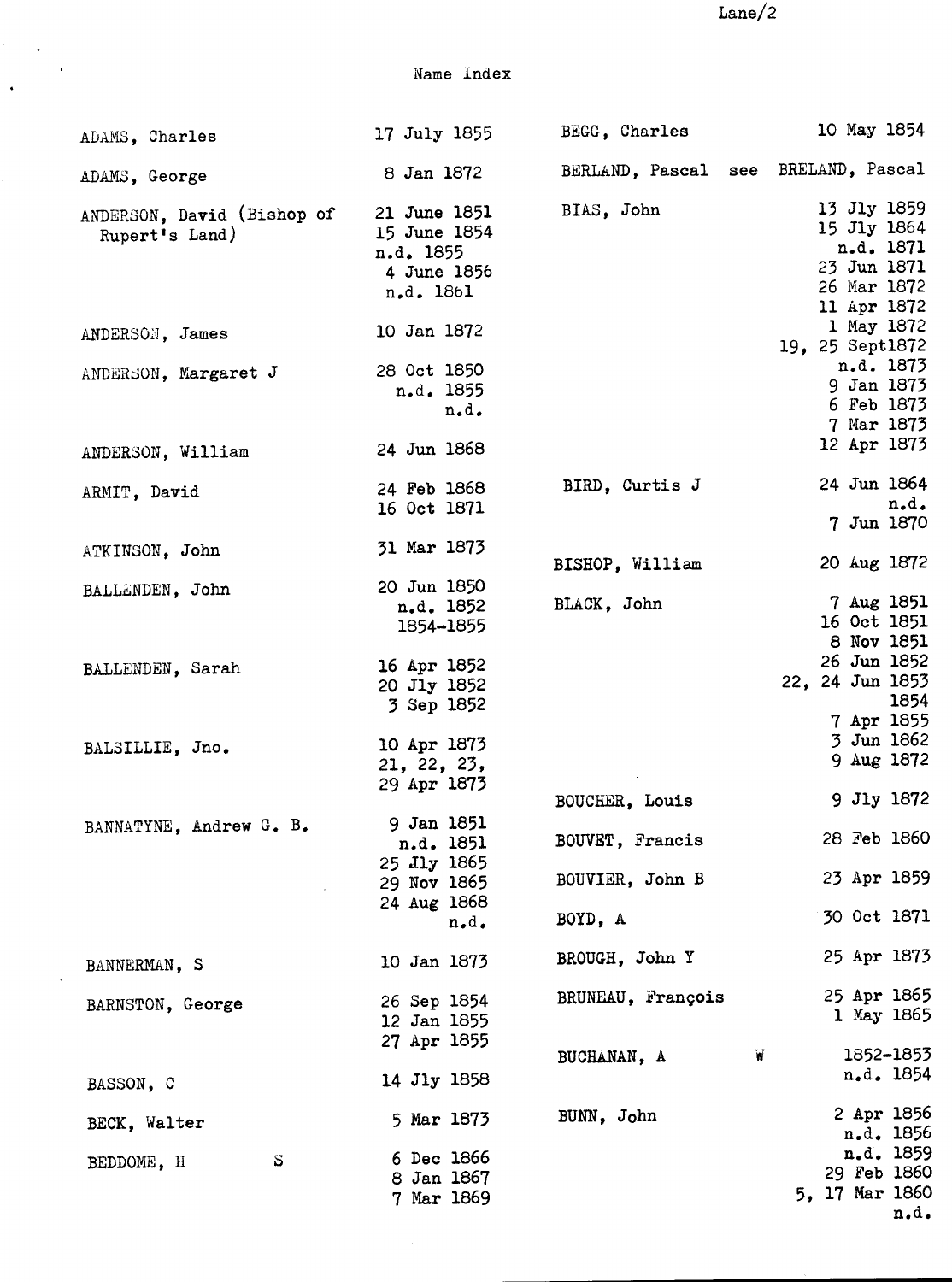## Name Index

| Name | Dates |
|---|---|
| ADAMS, Charles | 17 July 1855 |
| ADAMS, George | 8 Jan 1872 |
| ANDERSON, David (Bishop of Rupert's Land) | 21 June 1851<br>15 June 1854<br>n.d. 1855<br>4 June 1856<br>n.d. 1861 |
| ANDERSON, James | 10 Jan 1872 |
| ANDERSON, Margaret J | 28 Oct 1850<br>n.d. 1855<br>n.d. |
| ANDERSON, William | 24 Jun 1868 |
| ARMIT, David | 24 Feb 1868<br>16 Oct 1871 |
| ATKINSON, John | 31 Mar 1873 |
| BALLENDEN, John | 20 Jun 1850<br>n.d. 1852<br>1854-1855 |
| BALLENDEN, Sarah | 16 Apr 1852<br>20 Jly 1852<br>3 Sep 1852 |
| BALSILLIE, Jno. | 10 Apr 1873<br>21, 22, 23, 29 Apr 1873 |
| BANNATYNE, Andrew G. B. | 9 Jan 1851<br>n.d. 1851<br>25 Jly 1865<br>29 Nov 1865<br>24 Aug 1868<br>n.d. |
| BANNERMAN, S | 10 Jan 1873 |
| BARNSTON, George | 26 Sep 1854<br>12 Jan 1855<br>27 Apr 1855 |
| BASSON, C | 14 Jly 1858 |
| BECK, Walter | 5 Mar 1873 |
| BEDDOME, H S | 6 Dec 1866<br>8 Jan 1867<br>7 Mar 1869 |
| BEGG, Charles | 10 May 1854 |
| BERLAND, Pascal see BRELAND, Pascal | |
| BIAS, John | 13 Jly 1859<br>15 Jly 1864<br>n.d. 1871<br>23 Jun 1871<br>26 Mar 1872<br>11 Apr 1872<br>1 May 1872<br>19, 25 Sept 1872<br>n.d. 1873<br>9 Jan 1873<br>6 Feb 1873<br>7 Mar 1873<br>12 Apr 1873 |
| BIRD, Curtis J | 24 Jun 1864<br>n.d.<br>7 Jun 1870 |
| BISHOP, William | 20 Aug 1872 |
| BLACK, John | 7 Aug 1851<br>16 Oct 1851<br>8 Nov 1851<br>26 Jun 1852<br>22, 24 Jun 1853<br>1854<br>7 Apr 1855<br>3 Jun 1862<br>9 Aug 1872 |
| BOUCHER, Louis | 9 Jly 1872 |
| BOUVET, Francis | 28 Feb 1860 |
| BOUVIER, John B | 23 Apr 1859 |
| BOYD, A | 30 Oct 1871 |
| BROUGH, John Y | 25 Apr 1873 |
| BRUNEAU, François | 25 Apr 1865<br>1 May 1865 |
| BUCHANAN, A W | 1852-1853<br>n.d. 1854 |
| BUNN, John | 2 Apr 1856<br>n.d. 1856<br>n.d. 1859<br>29 Feb 1860<br>5, 17 Mar 1860<br>n.d. |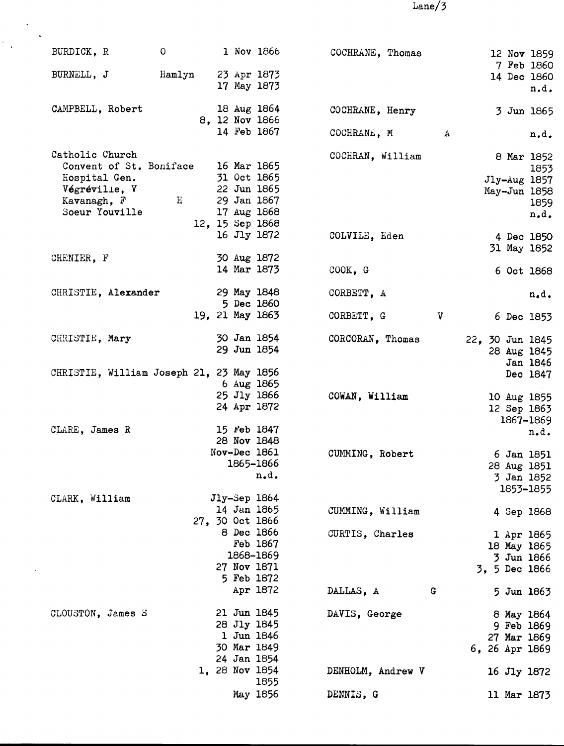| Name | Dates |
|---|---|
| BURDICK, R O | 1 Nov 1866 |
| BURNELL, J Hamlyn | 23 Apr 1873 |
| | 17 May 1873 |
| CAMPBELL, Robert | 18 Aug 1864 |
| | 8, 12 Nov 1866 |
| | 14 Feb 1867 |
| Catholic Church | |
| Convent of St. Boniface | 16 Mar 1865 |
| Hospital Gen. | 31 Oct 1865 |
| Végréville, V | 22 Jun 1865 |
| Kavanagh, F H | 29 Jan 1867 |
| Soeur Youville | 17 Aug 1868 |
| | 12, 15 Sep 1868 |
| | 16 Jly 1872 |
| CHENIER, F | 30 Aug 1872 |
| | 14 Mar 1873 |
| CHRISTIE, Alexander | 29 May 1848 |
| | 5 Dec 1860 |
| | 19, 21 May 1863 |
| CHRISTIE, Mary | 30 Jan 1854 |
| | 29 Jun 1854 |
| CHRISTIE, William Joseph | 21, 23 May 1856 |
| | 6 Aug 1865 |
| | 25 Jly 1866 |
| | 24 Apr 1872 |
| CLARE, James R | 15 Feb 1847 |
| | 28 Nov 1848 |
| | Nov-Dec 1861 |
| | 1865-1866 |
| | n.d. |
| CLARK, William | Jly-Sep 1864 |
| | 14 Jan 1865 |
| | 27, 30 Oct 1866 |
| | 8 Dec 1866 |
| | Feb 1867 |
| | 1868-1869 |
| | 27 Nov 1871 |
| | 5 Feb 1872 |
| | Apr 1872 |
| CLOUSTON, James S | 21 Jun 1845 |
| | 28 Jly 1845 |
| | 1 Jun 1846 |
| | 30 Mar 1849 |
| | 24 Jan 1854 |
| | 1, 28 Nov 1854 |
| | 1855 |
| | May 1856 |
| COCHRANE, Thomas | 12 Nov 1859 |
| | 7 Feb 1860 |
| | 14 Dec 1860 |
| | n.d. |
| COCHRANE, Henry | 3 Jun 1865 |
| COCHRANE, M A | n.d. |
| COCHRAN, William | 8 Mar 1852 |
| | 1853 |
| | Jly-Aug 1857 |
| | May-Jun 1858 |
| | 1859 |
| | n.d. |
| COLVILE, Eden | 4 Dec 1850 |
| | 31 May 1852 |
| COOK, G | 6 Oct 1868 |
| CORBETT, A | n.d. |
| CORBETT, G V | 6 Dec 1853 |
| CORCORAN, Thomas | 22, 30 Jun 1845 |
| | 28 Aug 1845 |
| | Jan 1846 |
| | Dec 1847 |
| COWAN, William | 10 Aug 1855 |
| | 12 Sep 1863 |
| | 1867-1869 |
| | n.d. |
| CUMMING, Robert | 6 Jan 1851 |
| | 28 Aug 1851 |
| | 3 Jan 1852 |
| | 1853-1855 |
| CUMMING, William | 4 Sep 1868 |
| CURTIS, Charles | 1 Apr 1865 |
| | 18 May 1865 |
| | 3 Jun 1866 |
| | 3, 5 Dec 1866 |
| DALLAS, A G | 5 Jun 1863 |
| DAVIS, George | 8 May 1864 |
| | 9 Feb 1869 |
| | 27 Mar 1869 |
| | 6, 26 Apr 1869 |
| DENHOLM, Andrew V | 16 Jly 1872 |
| DENNIS, G | 11 Mar 1873 |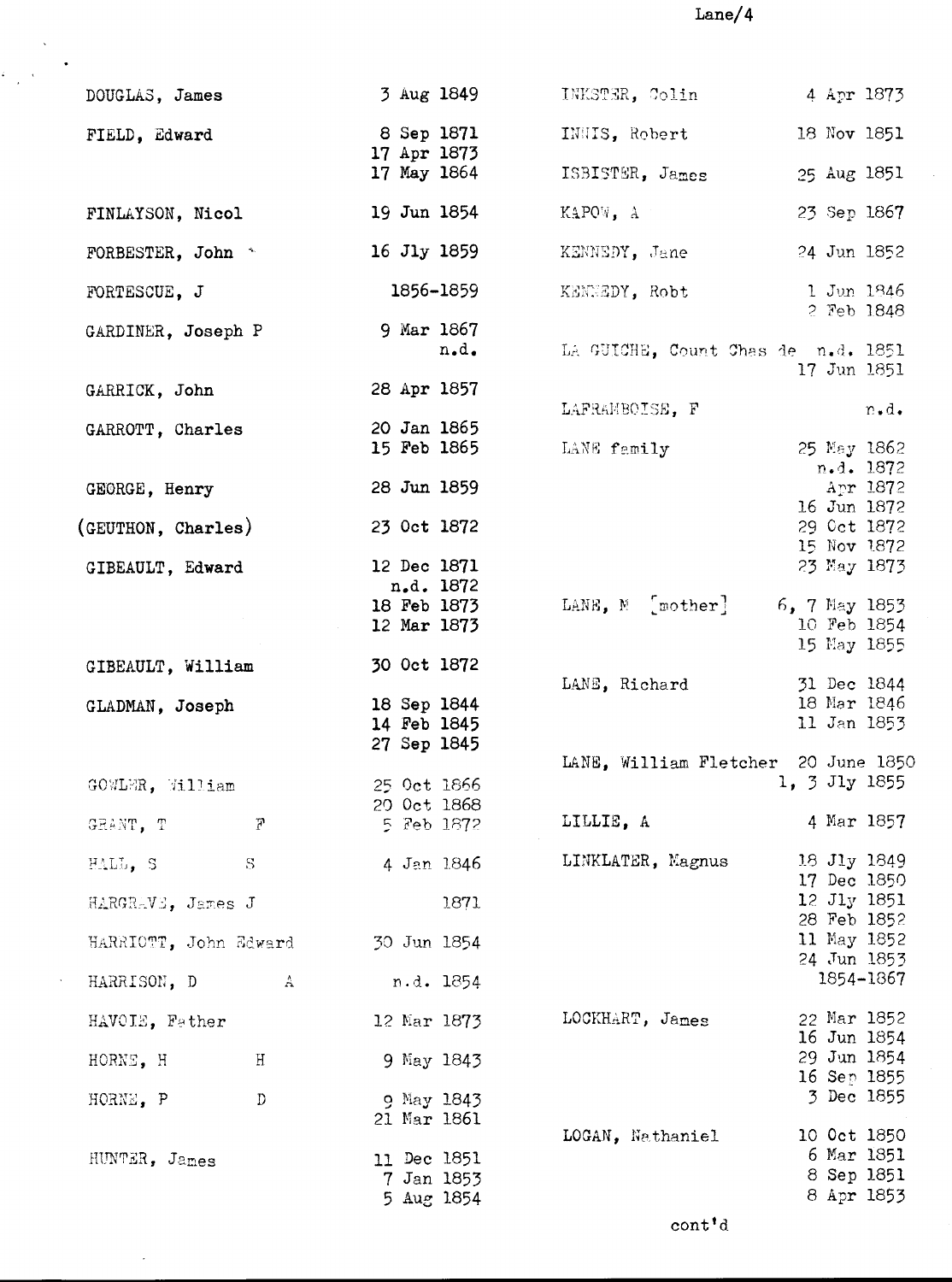| Name | Date |
|---|---|
| DOUGLAS, James | 3 Aug 1849 |
| FIELD, Edward | 8 Sep 1871 |
| | 17 Apr 1873 |
| | 17 May 1864 |
| FINLAYSON, Nicol | 19 Jun 1854 |
| FORBESTER, John | 16 Jly 1859 |
| FORTESCUE, J | 1856-1859 |
| GARDINER, Joseph P | 9 Mar 1867 |
| | n.d. |
| GARRICK, John | 28 Apr 1857 |
| GARROTT, Charles | 20 Jan 1865 |
| | 15 Feb 1865 |
| GEORGE, Henry | 28 Jun 1859 |
| (GEUTHON, Charles) | 23 Oct 1872 |
| GIBEAULT, Edward | 12 Dec 1871 |
| | n.d. 1872 |
| | 18 Feb 1873 |
| | 12 Mar 1873 |
| GIBEAULT, William | 30 Oct 1872 |
| GLADMAN, Joseph | 18 Sep 1844 |
| | 14 Feb 1845 |
| | 27 Sep 1845 |
| GOWLER, William | 25 Oct 1866 |
| | 20 Oct 1868 |
| GRANT, T F | 5 Feb 1872 |
| HALL, S S | 4 Jan 1846 |
| HARGRAVE, James J | 1871 |
| HARRIOTT, John Edward | 30 Jun 1854 |
| HARRISON, D A | n.d. 1854 |
| HAVOIE, Father | 12 Mar 1873 |
| HORNE, H H | 9 May 1843 |
| HORNE, P D | 9 May 1843 |
| | 21 Mar 1861 |
| HUNTER, James | 11 Dec 1851 |
| | 7 Jan 1853 |
| | 5 Aug 1854 |
| INKSTER, Colin | 4 Apr 1873 |
| INNIS, Robert | 18 Nov 1851 |
| ISBISTER, James | 25 Aug 1851 |
| KAPOW, A | 23 Sep 1867 |
| KENNEDY, Jane | 24 Jun 1852 |
| KENNEDY, Robt | 1 Jun 1846 |
| | 2 Feb 1848 |
| LA GUICHE, Count Chas de | n.d. 1851 |
| | 17 Jun 1851 |
| LAFRAMBOISE, F | n.d. |
| LANE family | 25 May 1862 |
| | n.d. 1872 |
| | Apr 1872 |
| | 16 Jun 1872 |
| | 29 Oct 1872 |
| | 15 Nov 1872 |
| | 23 May 1873 |
| LANE, M [mother] | 6, 7 May 1853 |
| | 10 Feb 1854 |
| | 15 May 1855 |
| LANE, Richard | 31 Dec 1844 |
| | 18 Mar 1846 |
| | 11 Jan 1853 |
| LANE, William Fletcher | 20 June 1850 |
| | 1, 3 Jly 1855 |
| LILLIE, A | 4 Mar 1857 |
| LINKLATER, Magnus | 18 Jly 1849 |
| | 17 Dec 1850 |
| | 12 Jly 1851 |
| | 28 Feb 1852 |
| | 11 May 1852 |
| | 24 Jun 1853 |
| | 1854-1867 |
| LOCKHART, James | 22 Mar 1852 |
| | 16 Jun 1854 |
| | 29 Jun 1854 |
| | 16 Sep 1855 |
| | 3 Dec 1855 |
| LOGAN, Nathaniel | 10 Oct 1850 |
| | 6 Mar 1851 |
| | 8 Sep 1851 |
| | 8 Apr 1853 |

cont'd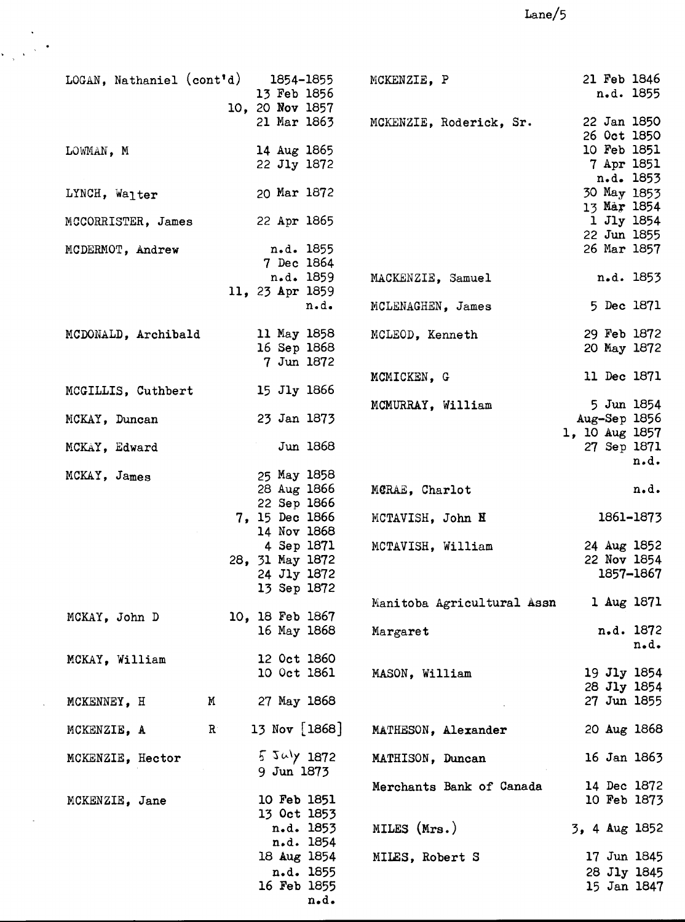| Name | | Date |
|---|---|---|
| LOGAN, Nathaniel (cont'd) | | 1854-1855 |
| | | 13 Feb 1856 |
| | | 10, 20 Nov 1857 |
| | | 21 Mar 1863 |
| LOWMAN, M | | 14 Aug 1865 |
| | | 22 Jly 1872 |
| LYNCH, Walter | | 20 Mar 1872 |
| MCCORRISTER, James | | 22 Apr 1865 |
| MCDERMOT, Andrew | | n.d. 1855 |
| | | 7 Dec 1864 |
| | | n.d. 1859 |
| | | 11, 23 Apr 1859 |
| | | n.d. |
| MCDONALD, Archibald | | 11 May 1858 |
| | | 16 Sep 1868 |
| | | 7 Jun 1872 |
| MCGILLIS, Cuthbert | | 15 Jly 1866 |
| MCKAY, Duncan | | 23 Jan 1873 |
| MCKAY, Edward | | Jun 1868 |
| MCKAY, James | | 25 May 1858 |
| | | 28 Aug 1866 |
| | | 22 Sep 1866 |
| | | 7, 15 Dec 1866 |
| | | 14 Nov 1868 |
| | | 4 Sep 1871 |
| | | 28, 31 May 1872 |
| | | 24 Jly 1872 |
| | | 13 Sep 1872 |
| MCKAY, John D | | 10, 18 Feb 1867 |
| | | 16 May 1868 |
| MCKAY, William | | 12 Oct 1860 |
| | | 10 Oct 1861 |
| MCKENNEY, H | M | 27 May 1868 |
| MCKENZIE, A | R | 13 Nov [1868] |
| MCKENZIE, Hector | | 5 July 1872 |
| | | 9 Jun 1873 |
| MCKENZIE, Jane | | 10 Feb 1851 |
| | | 13 Oct 1853 |
| | | n.d. 1853 |
| | | n.d. 1854 |
| | | 18 Aug 1854 |
| | | n.d. 1855 |
| | | 16 Feb 1855 |
| | | n.d. |
| MCKENZIE, P | | 21 Feb 1846 |
| | | n.d. 1855 |
| MCKENZIE, Roderick, Sr. | | 22 Jan 1850 |
| | | 26 Oct 1850 |
| | | 10 Feb 1851 |
| | | 7 Apr 1851 |
| | | n.d. 1853 |
| | | 30 May 1853 |
| | | 13 Mar 1854 |
| | | 1 Jly 1854 |
| | | 22 Jun 1855 |
| | | 26 Mar 1857 |
| MACKENZIE, Samuel | | n.d. 1853 |
| MCLENAGHEN, James | | 5 Dec 1871 |
| MCLEOD, Kenneth | | 29 Feb 1872 |
| | | 20 May 1872 |
| MCMICKEN, G | | 11 Dec 1871 |
| MCMURRAY, William | | 5 Jun 1854 |
| | | Aug-Sep 1856 |
| | | 1, 10 Aug 1857 |
| | | 27 Sep 1871 |
| | | n.d. |
| MCRAE, Charlot | | n.d. |
| MCTAVISH, John H | | 1861-1873 |
| MCTAVISH, William | | 24 Aug 1852 |
| | | 22 Nov 1854 |
| | | 1857-1867 |
| Manitoba Agricultural Assn | | 1 Aug 1871 |
| Margaret | | n.d. 1872 |
| | | n.d. |
| MASON, William | | 19 Jly 1854 |
| | | 28 Jly 1854 |
| | | 27 Jun 1855 |
| MATHESON, Alexander | | 20 Aug 1868 |
| MATHISON, Duncan | | 16 Jan 1863 |
| Merchants Bank of Canada | | 14 Dec 1872 |
| | | 10 Feb 1873 |
| MILES (Mrs.) | | 3, 4 Aug 1852 |
| MILES, Robert S | | 17 Jun 1845 |
| | | 28 Jly 1845 |
| | | 15 Jan 1847 |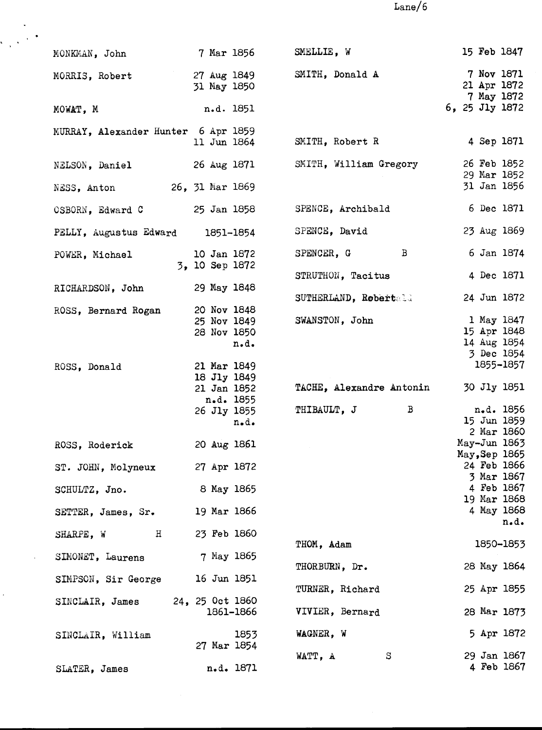| Name | Dates |
|---|---|
| MONKMAN, John | 7 Mar 1856 |
| MORRIS, Robert | 27 Aug 1849<br>31 May 1850 |
| MOWAT, M | n.d. 1851 |
| MURRAY, Alexander Hunter | 6 Apr 1859<br>11 Jun 1864 |
| NELSON, Daniel | 26 Aug 1871 |
| NESS, Anton | 26, 31 Mar 1869 |
| OSBORN, Edward C | 25 Jan 1858 |
| PELLY, Augustus Edward | 1851-1854 |
| POWER, Michael | 10 Jan 1872<br>3, 10 Sep 1872 |
| RICHARDSON, John | 29 May 1848 |
| ROSS, Bernard Rogan | 20 Nov 1848<br>25 Nov 1849<br>28 Nov 1850<br>n.d. |
| ROSS, Donald | 21 Mar 1849<br>18 Jly 1849<br>21 Jan 1852<br>n.d. 1855<br>26 Jly 1855<br>n.d. |
| ROSS, Roderick | 20 Aug 1861 |
| ST. JOHN, Molyneux | 27 Apr 1872 |
| SCHULTZ, Jno. | 8 May 1865 |
| SETTER, James, Sr. | 19 Mar 1866 |
| SHARPE, W H | 23 Feb 1860 |
| SIMONET, Laurens | 7 May 1865 |
| SIMPSON, Sir George | 16 Jun 1851 |
| SINCLAIR, James | 24, 25 Oct 1860<br>1861-1866 |
| SINCLAIR, William | 1853<br>27 Mar 1854 |
| SLATER, James | n.d. 1871 |
| SMELLIE, W | 15 Feb 1847 |
| SMITH, Donald A | 7 Nov 1871<br>21 Apr 1872<br>7 May 1872<br>6, 25 Jly 1872 |
| SMITH, Robert R | 4 Sep 1871 |
| SMITH, William Gregory | 26 Feb 1852<br>29 Mar 1852<br>31 Jan 1856 |
| SPENCE, Archibald | 6 Dec 1871 |
| SPENCE, David | 23 Aug 1869 |
| SPENCER, G B | 6 Jan 1874 |
| STRUTHON, Tacitus | 4 Dec 1871 |
| SUTHERLAND, Robert | 24 Jun 1872 |
| SWANSTON, John | 1 May 1847<br>15 Apr 1848<br>14 Aug 1854<br>3 Dec 1854<br>1855-1857 |
| TACHE, Alexandre Antonin | 30 Jly 1851 |
| THIBAULT, J B | n.d. 1856<br>15 Jun 1859<br>2 Mar 1860<br>May-Jun 1863<br>May,Sep 1865<br>24 Feb 1866<br>3 Mar 1867<br>4 Feb 1867<br>19 Mar 1868<br>4 May 1868<br>n.d. |
| THOM, Adam | 1850-1853 |
| THORBURN, Dr. | 28 May 1864 |
| TURNER, Richard | 25 Apr 1855 |
| VIVIER, Bernard | 28 Mar 1873 |
| WAGNER, W | 5 Apr 1872 |
| WATT, A S | 29 Jan 1867<br>4 Feb 1867 |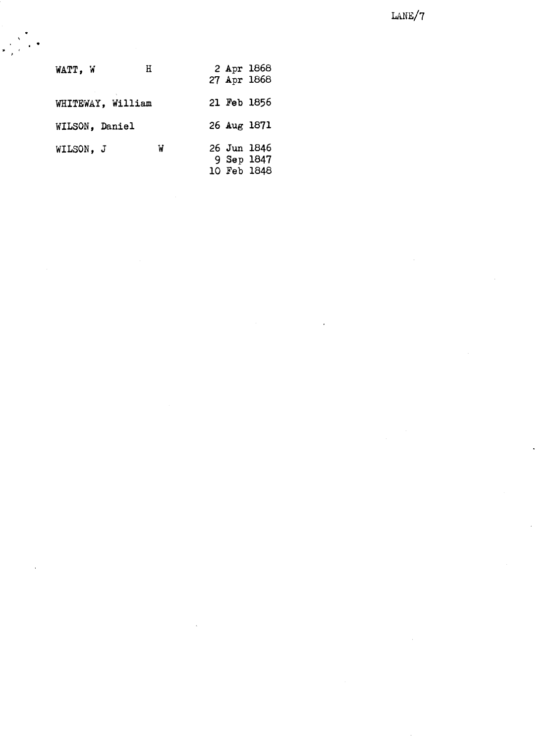| | |
|---|---|
| WATT, W H | 2 Apr 1868 |
| | 27 Apr 1868 |
| WHITEWAY, William | 21 Feb 1856 |
| WILSON, Daniel | 26 Aug 1871 |
| WILSON, J W | 26 Jun 1846 |
| | 9 Sep 1847 |
| | 10 Feb 1848 |